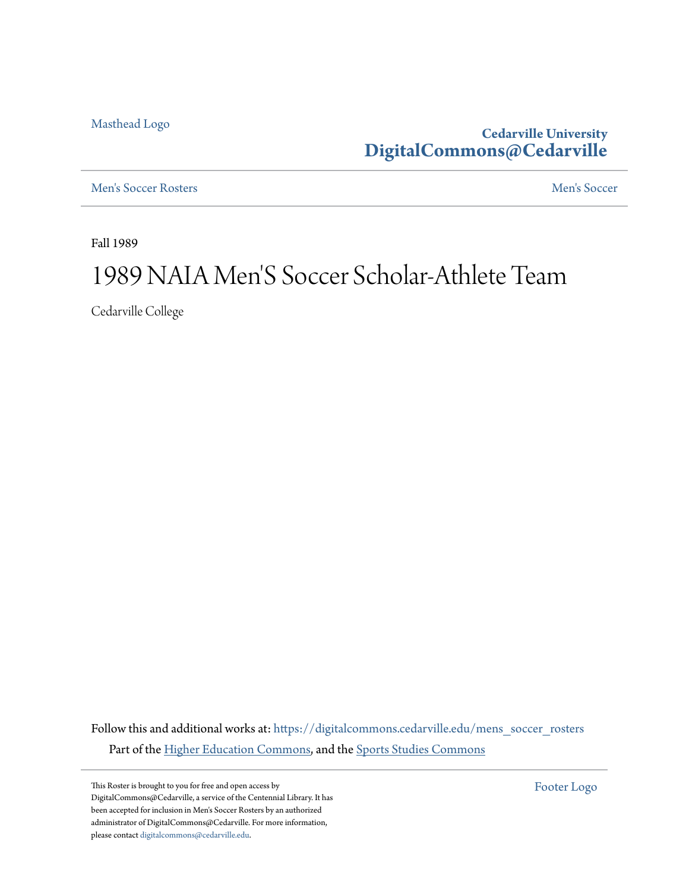Masthead Logo

**Cedarville University**
**DigitalCommons@Cedarville**

Men's Soccer Rosters | Men's Soccer

Fall 1989

# 1989 NAIA Men'S Soccer Scholar-Athlete Team

Cedarville College

Follow this and additional works at: https://digitalcommons.cedarville.edu/mens_soccer_rosters

Part of the Higher Education Commons, and the Sports Studies Commons

This Roster is brought to you for free and open access by DigitalCommons@Cedarville, a service of the Centennial Library. It has been accepted for inclusion in Men's Soccer Rosters by an authorized administrator of DigitalCommons@Cedarville. For more information, please contact digitalcommons@cedarville.edu.

Footer Logo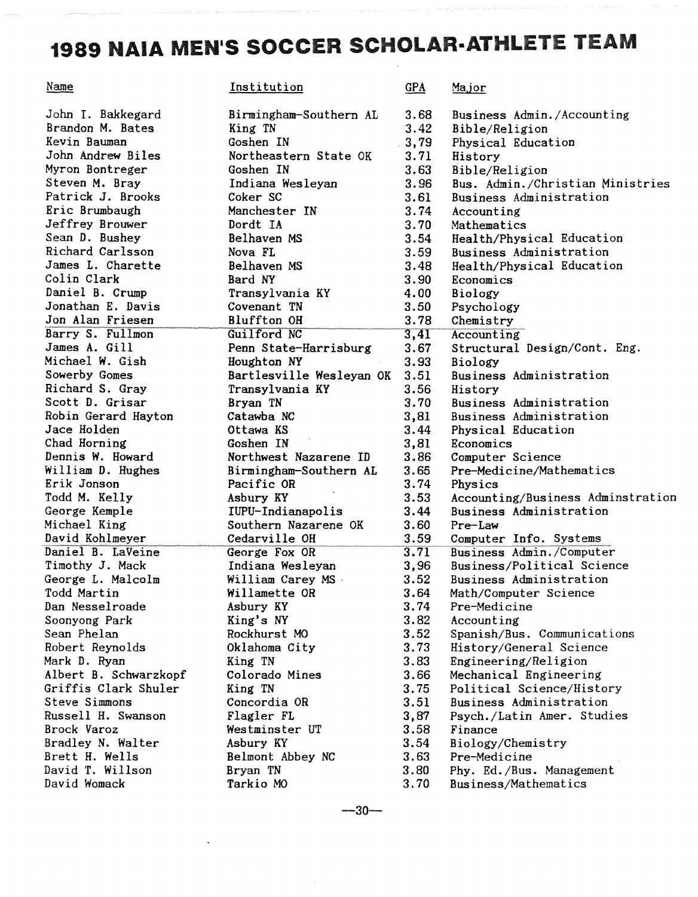# 1989 NAIA MEN'S SOCCER SCHOLAR-ATHLETE TEAM

| Name | Institution | GPA | Major |
|---|---|---|---|
| John I. Bakkegard | Birmingham-Southern AL | 3.68 | Business Admin./Accounting |
| Brandon M. Bates | King TN | 3.42 | Bible/Religion |
| Kevin Bauman | Goshen IN | 3,79 | Physical Education |
| John Andrew Biles | Northeastern State OK | 3.71 | History |
| Myron Bontreger | Goshen IN | 3.63 | Bible/Religion |
| Steven M. Bray | Indiana Wesleyan | 3.96 | Bus. Admin./Christian Ministries |
| Patrick J. Brooks | Coker SC | 3.61 | Business Administration |
| Eric Brumbaugh | Manchester IN | 3.74 | Accounting |
| Jeffrey Brouwer | Dordt IA | 3.70 | Mathematics |
| Sean D. Bushey | Belhaven MS | 3.54 | Health/Physical Education |
| Richard Carlsson | Nova FL | 3.59 | Business Administration |
| James L. Charette | Belhaven MS | 3.48 | Health/Physical Education |
| Colin Clark | Bard NY | 3.90 | Economics |
| Daniel B. Crump | Transylvania KY | 4.00 | Biology |
| Jonathan E. Davis | Covenant TN | 3.50 | Psychology |
| Jon Alan Friesen | Bluffton OH | 3.78 | Chemistry |
| Barry S. Fullmon | Guilford NC | 3,41 | Accounting |
| James A. Gill | Penn State-Harrisburg | 3.67 | Structural Design/Cont. Eng. |
| Michael W. Gish | Houghton NY | 3.93 | Biology |
| Sowerby Gomes | Bartlesville Wesleyan OK | 3.51 | Business Administration |
| Richard S. Gray | Transylvania KY | 3.56 | History |
| Scott D. Grisar | Bryan TN | 3.70 | Business Administration |
| Robin Gerard Hayton | Catawba NC | 3,81 | Business Administration |
| Jace Holden | Ottawa KS | 3.44 | Physical Education |
| Chad Horning | Goshen IN | 3,81 | Economics |
| Dennis W. Howard | Northwest Nazarene ID | 3.86 | Computer Science |
| William D. Hughes | Birmingham-Southern AL | 3.65 | Pre-Medicine/Mathematics |
| Erik Jonson | Pacific OR | 3.74 | Physics |
| Todd M. Kelly | Asbury KY | 3.53 | Accounting/Business Adminstration |
| George Kemple | IUPU-Indianapolis | 3.44 | Business Administration |
| Michael King | Southern Nazarene OK | 3.60 | Pre-Law |
| David Kohlmeyer | Cedarville OH | 3.59 | Computer Info. Systems |
| Daniel B. LaVeine | George Fox OR | 3.71 | Business Admin./Computer |
| Timothy J. Mack | Indiana Wesleyan | 3,96 | Business/Political Science |
| George L. Malcolm | William Carey MS | 3.52 | Business Administration |
| Todd Martin | Willamette OR | 3.64 | Math/Computer Science |
| Dan Nesselroade | Asbury KY | 3.74 | Pre-Medicine |
| Soonyong Park | King's NY | 3.82 | Accounting |
| Sean Phelan | Rockhurst MO | 3.52 | Spanish/Bus. Communications |
| Robert Reynolds | Oklahoma City | 3.73 | History/General Science |
| Mark D. Ryan | King TN | 3.83 | Engineering/Religion |
| Albert B. Schwarzkopf | Colorado Mines | 3.66 | Mechanical Engineering |
| Griffis Clark Shuler | King TN | 3.75 | Political Science/History |
| Steve Simmons | Concordia OR | 3.51 | Business Administration |
| Russell H. Swanson | Flagler FL | 3,87 | Psych./Latin Amer. Studies |
| Brock Varoz | Westminster UT | 3.58 | Finance |
| Bradley N. Walter | Asbury KY | 3.54 | Biology/Chemistry |
| Brett H. Wells | Belmont Abbey NC | 3.63 | Pre-Medicine |
| David T. Willson | Bryan TN | 3.80 | Phy. Ed./Bus. Management |
| David Womack | Tarkio MO | 3.70 | Business/Mathematics |